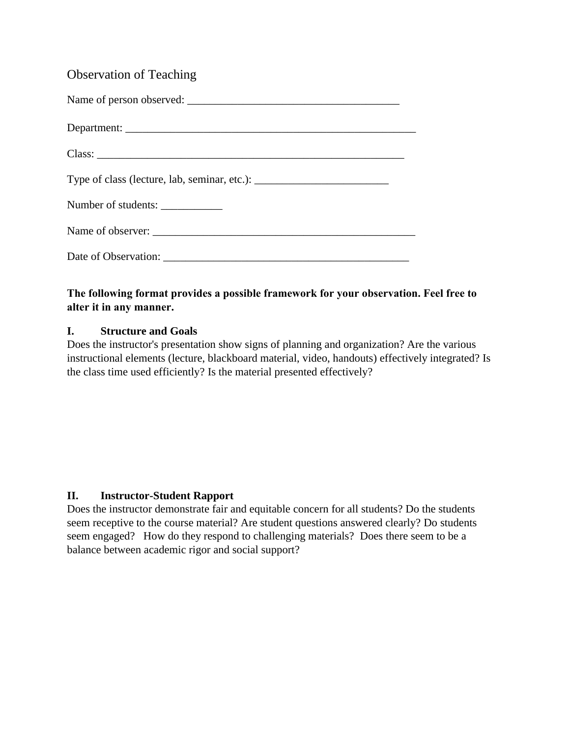# Observation of Teaching

Name of person observed: ________________________________________

Department: ________________________________________________________

Class: ____________________________________________________________

Type of class (lecture, lab, seminar, etc.): _________________________

Number of students: ___________

Name of observer: ___________________________________________________

Date of Observation: _______________________________________________

**The following format provides a possible framework for your observation. Feel free to alter it in any manner.**

## I. Structure and Goals

Does the instructor's presentation show signs of planning and organization? Are the various instructional elements (lecture, blackboard material, video, handouts) effectively integrated? Is the class time used efficiently? Is the material presented effectively?

## II. Instructor-Student Rapport

Does the instructor demonstrate fair and equitable concern for all students? Do the students seem receptive to the course material? Are student questions answered clearly? Do students seem engaged? How do they respond to challenging materials? Does there seem to be a balance between academic rigor and social support?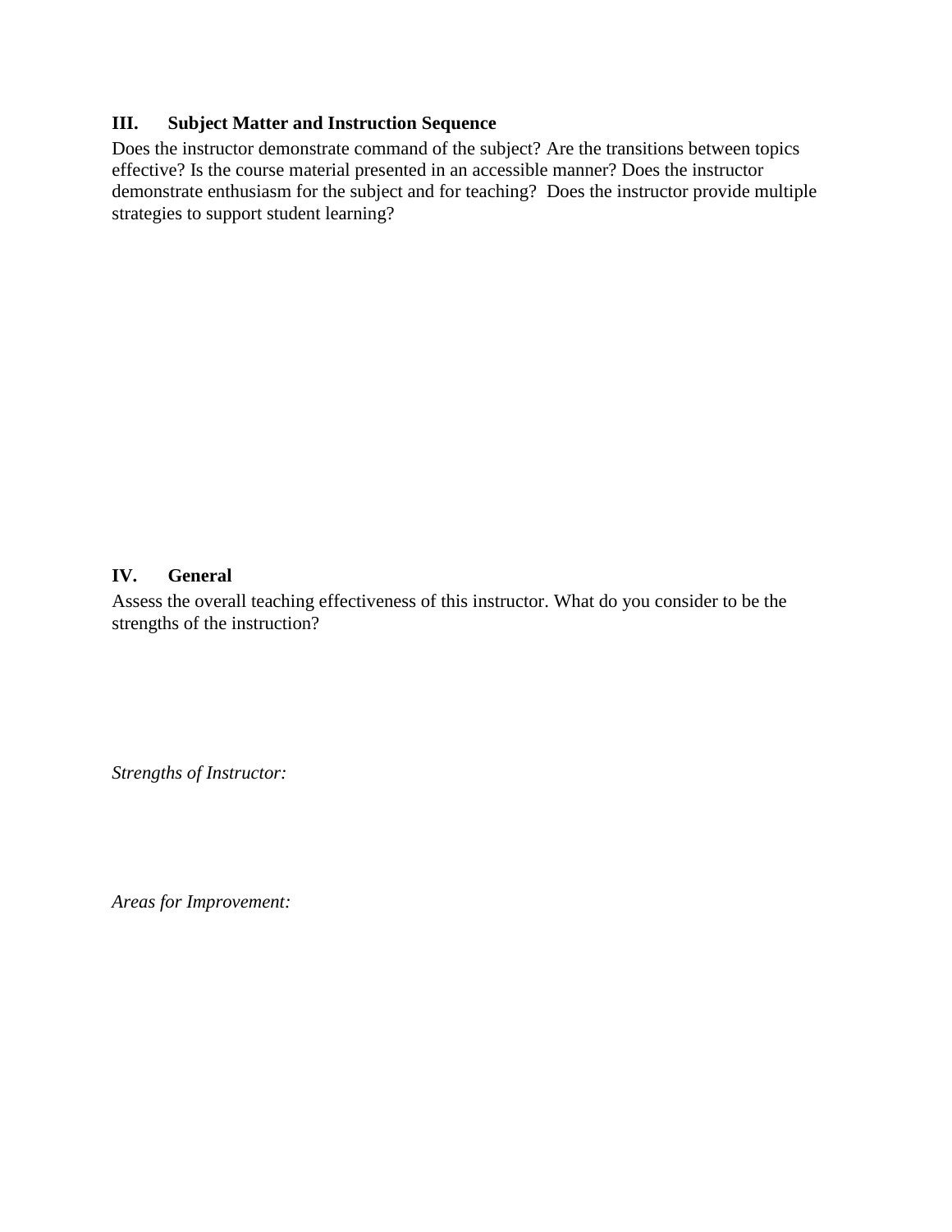## III. Subject Matter and Instruction Sequence

Does the instructor demonstrate command of the subject? Are the transitions between topics effective? Is the course material presented in an accessible manner? Does the instructor demonstrate enthusiasm for the subject and for teaching? Does the instructor provide multiple strategies to support student learning?

## IV. General

Assess the overall teaching effectiveness of this instructor. What do you consider to be the strengths of the instruction?

*Strengths of Instructor:*

*Areas for Improvement:*